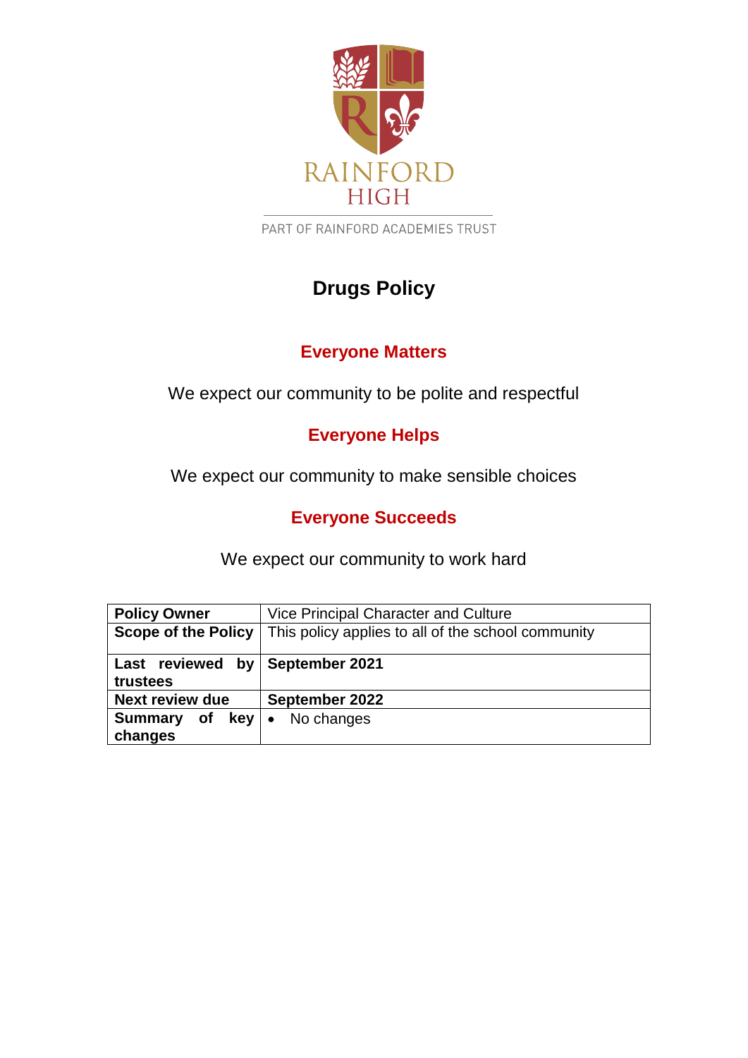RAINFORD HIGH

PART OF RAINFORD ACADEMIES TRUST

# Drugs Policy

## Everyone Matters

We expect our community to be polite and respectful

## Everyone Helps

We expect our community to make sensible choices

## Everyone Succeeds

We expect our community to work hard

| **Policy Owner** | Vice Principal Character and Culture |
|---|---|
| **Scope of the Policy** | This policy applies to all of the school community |
| **Last reviewed by trustees** | **September 2021** |
| **Next review due** | **September 2022** |
| **Summary of key changes** | • No changes |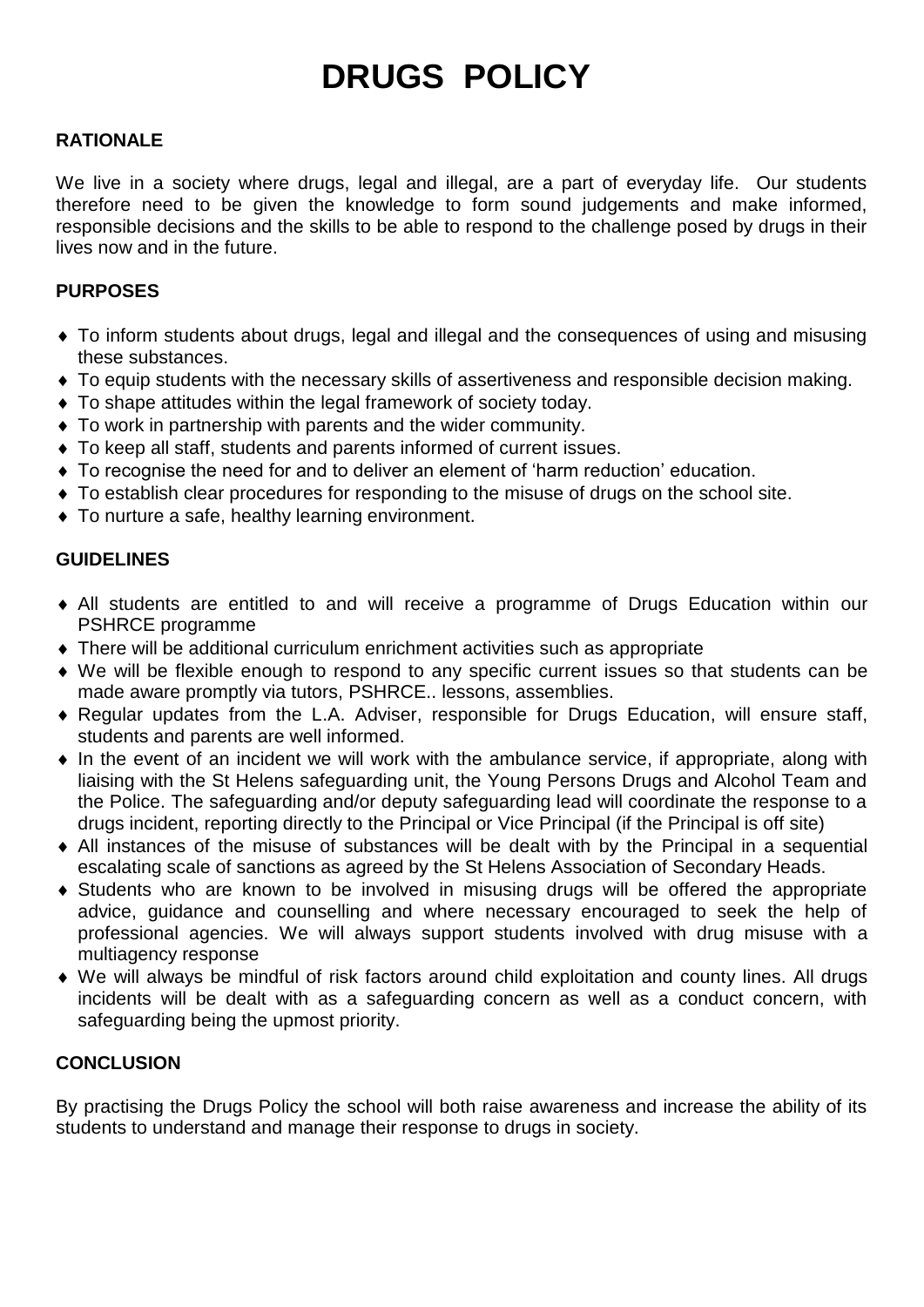# DRUGS POLICY

## RATIONALE

We live in a society where drugs, legal and illegal, are a part of everyday life. Our students therefore need to be given the knowledge to form sound judgements and make informed, responsible decisions and the skills to be able to respond to the challenge posed by drugs in their lives now and in the future.

## PURPOSES

- To inform students about drugs, legal and illegal and the consequences of using and misusing these substances.
- To equip students with the necessary skills of assertiveness and responsible decision making.
- To shape attitudes within the legal framework of society today.
- To work in partnership with parents and the wider community.
- To keep all staff, students and parents informed of current issues.
- To recognise the need for and to deliver an element of 'harm reduction' education.
- To establish clear procedures for responding to the misuse of drugs on the school site.
- To nurture a safe, healthy learning environment.

## GUIDELINES

- All students are entitled to and will receive a programme of Drugs Education within our PSHRCE programme
- There will be additional curriculum enrichment activities such as appropriate
- We will be flexible enough to respond to any specific current issues so that students can be made aware promptly via tutors, PSHRCE.. lessons, assemblies.
- Regular updates from the L.A. Adviser, responsible for Drugs Education, will ensure staff, students and parents are well informed.
- In the event of an incident we will work with the ambulance service, if appropriate, along with liaising with the St Helens safeguarding unit, the Young Persons Drugs and Alcohol Team and the Police. The safeguarding and/or deputy safeguarding lead will coordinate the response to a drugs incident, reporting directly to the Principal or Vice Principal (if the Principal is off site)
- All instances of the misuse of substances will be dealt with by the Principal in a sequential escalating scale of sanctions as agreed by the St Helens Association of Secondary Heads.
- Students who are known to be involved in misusing drugs will be offered the appropriate advice, guidance and counselling and where necessary encouraged to seek the help of professional agencies. We will always support students involved with drug misuse with a multiagency response
- We will always be mindful of risk factors around child exploitation and county lines. All drugs incidents will be dealt with as a safeguarding concern as well as a conduct concern, with safeguarding being the upmost priority.

## CONCLUSION

By practising the Drugs Policy the school will both raise awareness and increase the ability of its students to understand and manage their response to drugs in society.